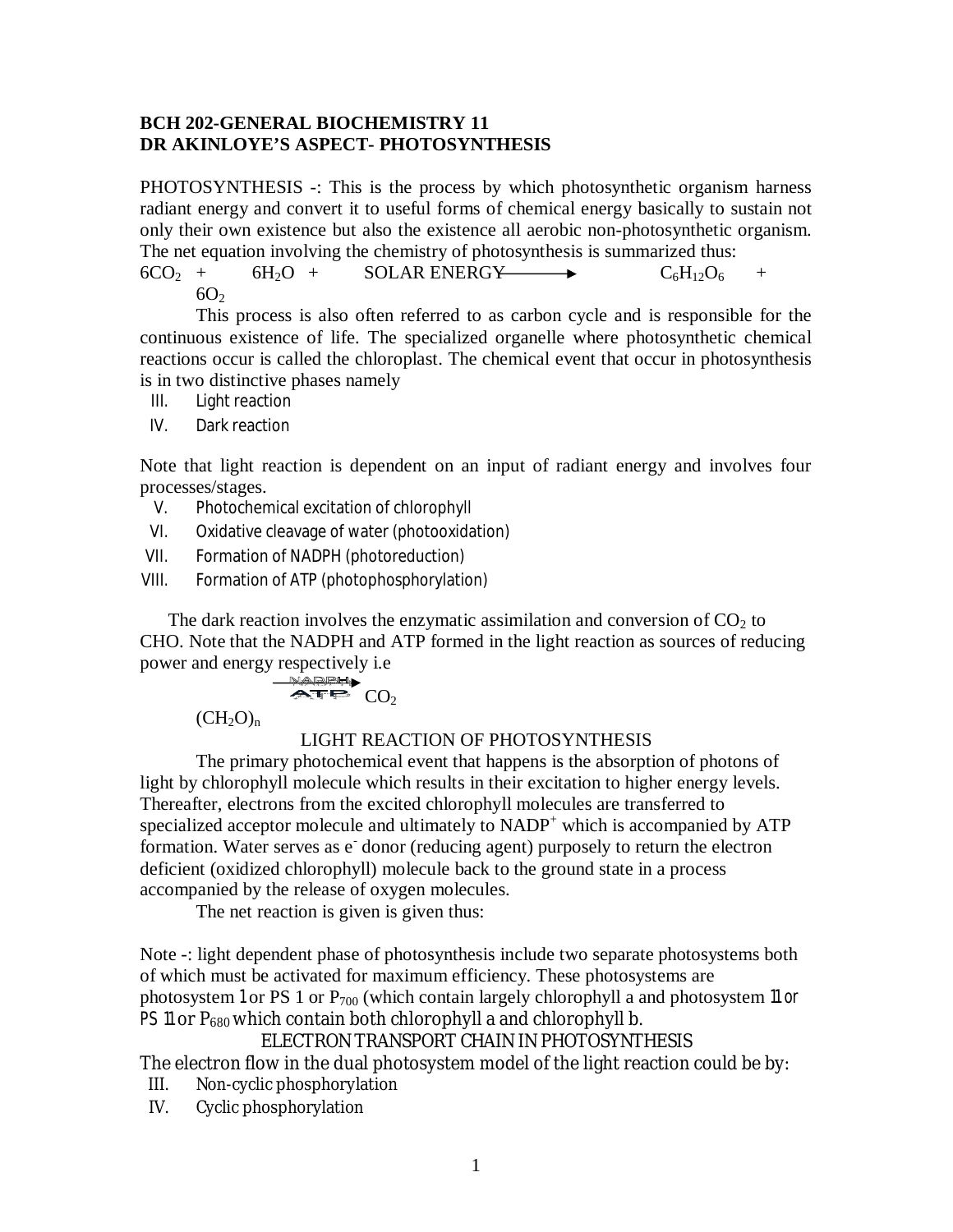**BCH 202-GENERAL BIOCHEMISTRY 11**
**DR AKINLOYE'S ASPECT- PHOTOSYNTHESIS**

PHOTOSYNTHESIS -: This is the process by which photosynthetic organism harness radiant energy and convert it to useful forms of chemical energy basically to sustain not only their own existence but also the existence all aerobic non-photosynthetic organism. The net equation involving the chemistry of photosynthesis is summarized thus:

$$6CO_2 + 6H_2O + \text{SOLAR ENERGY} \longrightarrow C_6H_{12}O_6 + 6O_2$$

This process is also often referred to as carbon cycle and is responsible for the continuous existence of life. The specialized organelle where photosynthetic chemical reactions occur is called the chloroplast. The chemical event that occur in photosynthesis is in two distinctive phases namely

III. Light reaction
IV. Dark reaction

Note that light reaction is dependent on an input of radiant energy and involves four processes/stages.

V. Photochemical excitation of chlorophyll
VI. Oxidative cleavage of water (photooxidation)
VII. Formation of NADPH (photoreduction)
VIII. Formation of ATP (photophosphorylation)

The dark reaction involves the enzymatic assimilation and conversion of $CO_2$ to CHO. Note that the NADPH and ATP formed in the light reaction as sources of reducing power and energy respectively i.e

$$\xrightarrow[\text{ATP}]{\text{NADPH}} CO_2$$

$(CH_2O)_n$

LIGHT REACTION OF PHOTOSYNTHESIS

The primary photochemical event that happens is the absorption of photons of light by chlorophyll molecule which results in their excitation to higher energy levels. Thereafter, electrons from the excited chlorophyll molecules are transferred to specialized acceptor molecule and ultimately to $NADP^+$ which is accompanied by ATP formation. Water serves as $e^-$ donor (reducing agent) purposely to return the electron deficient (oxidized chlorophyll) molecule back to the ground state in a process accompanied by the release of oxygen molecules.

The net reaction is given is given thus:

Note -: light dependent phase of photosynthesis include two separate photosystems both of which must be activated for maximum efficiency. These photosystems are photosystem 1 or PS 1 or $P_{700}$ (which contain largely chlorophyll a and photosystem 11 or PS 11 or $P_{680}$ which contain both chlorophyll a and chlorophyll b.

ELECTRON TRANSPORT CHAIN IN PHOTOSYNTHESIS

The electron flow in the dual photosystem model of the light reaction could be by:

III. Non-cyclic phosphorylation
IV. Cyclic phosphorylation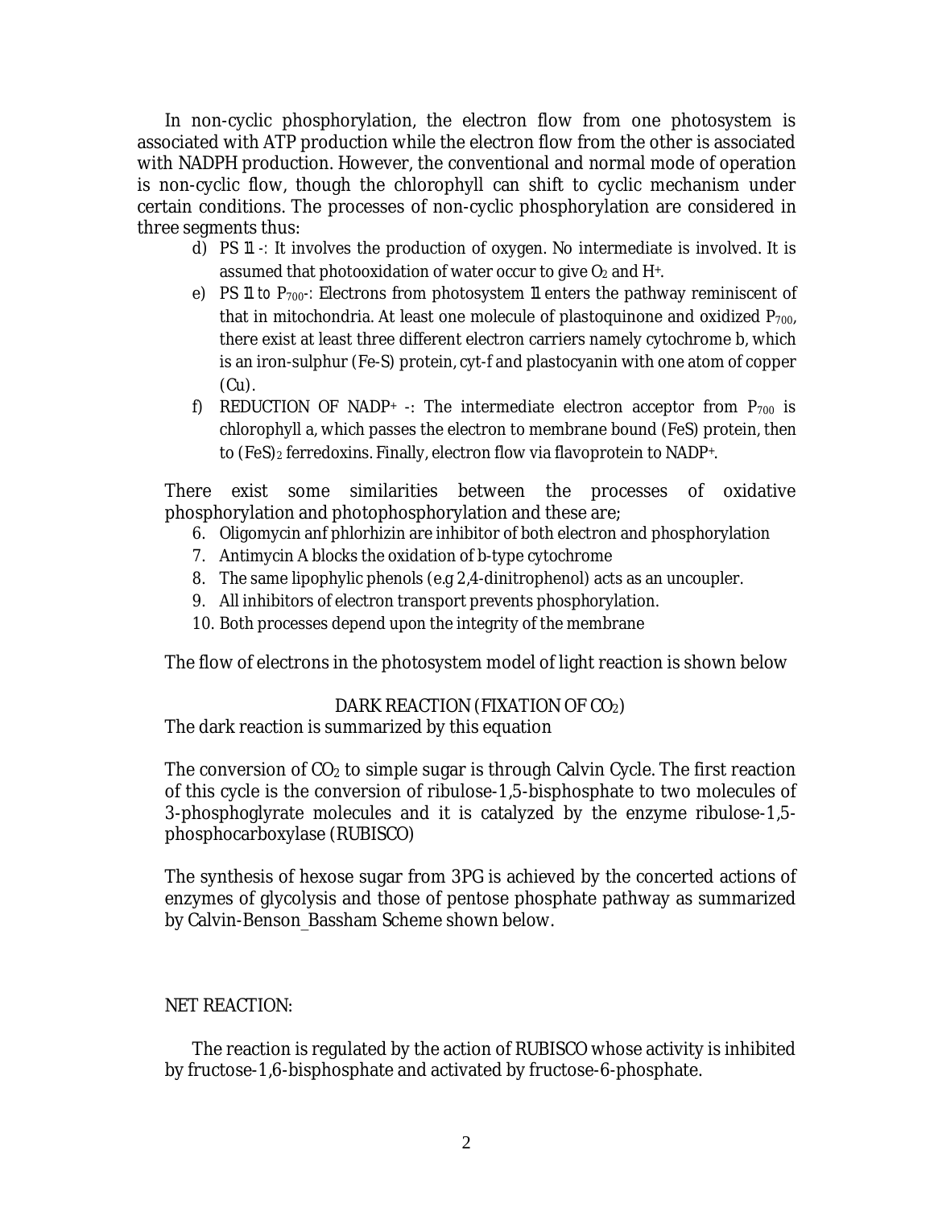In non-cyclic phosphorylation, the electron flow from one photosystem is associated with ATP production while the electron flow from the other is associated with NADPH production. However, the conventional and normal mode of operation is non-cyclic flow, though the chlorophyll can shift to cyclic mechanism under certain conditions. The processes of non-cyclic phosphorylation are considered in three segments thus:

d) PS 11 -: It involves the production of oxygen. No intermediate is involved. It is assumed that photooxidation of water occur to give $O_2$ and $H^+$.

e) PS 11 to $P_{700}$-: Electrons from photosystem 11 enters the pathway reminiscent of that in mitochondria. At least one molecule of plastoquinone and oxidized $P_{700}$, there exist at least three different electron carriers namely cytochrome b, which is an iron-sulphur (Fe-S) protein, cyt-f and plastocyanin with one atom of copper (Cu).

f) REDUCTION OF $NADP^+$ -: The intermediate electron acceptor from $P_{700}$ is chlorophyll a, which passes the electron to membrane bound (FeS) protein, then to $(FeS)_2$ ferredoxins. Finally, electron flow via flavoprotein to $NADP^+$.

There exist some similarities between the processes of oxidative phosphorylation and photophosphorylation and these are;

6. Oligomycin anf phlorhizin are inhibitor of both electron and phosphorylation
7. Antimycin A blocks the oxidation of b-type cytochrome
8. The same lipophylic phenols (e.g 2,4-dinitrophenol) acts as an uncoupler.
9. All inhibitors of electron transport prevents phosphorylation.
10. Both processes depend upon the integrity of the membrane

The flow of electrons in the photosystem model of light reaction is shown below

## DARK REACTION (FIXATION OF $CO_2$)

The dark reaction is summarized by this equation

The conversion of $CO_2$ to simple sugar is through Calvin Cycle. The first reaction of this cycle is the conversion of ribulose-1,5-bisphosphate to two molecules of 3-phosphoglyrate molecules and it is catalyzed by the enzyme ribulose-1,5-phosphocarboxylase (RUBISCO)

The synthesis of hexose sugar from 3PG is achieved by the concerted actions of enzymes of glycolysis and those of pentose phosphate pathway as summarized by Calvin-Benson_Bassham Scheme shown below.

NET REACTION:

The reaction is regulated by the action of RUBISCO whose activity is inhibited by fructose-1,6-bisphosphate and activated by fructose-6-phosphate.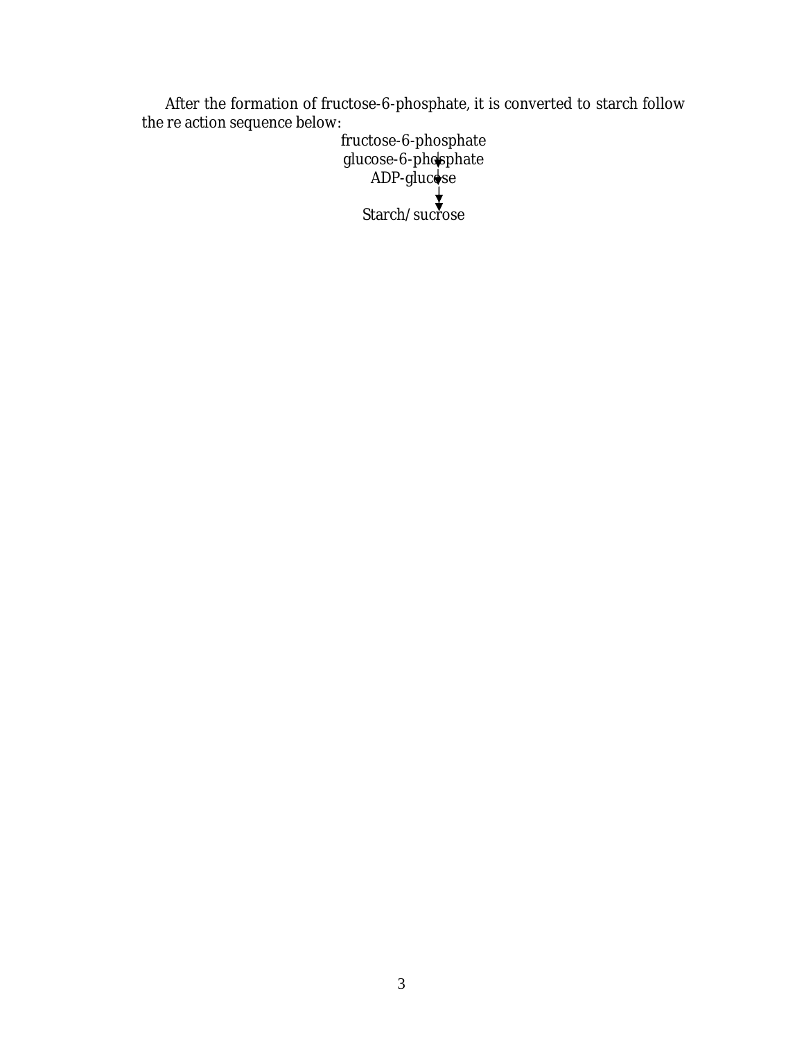After the formation of fructose-6-phosphate, it is converted to starch follow the re action sequence below:

fructose-6-phosphate
↓
glucose-6-phosphate
↓
ADP-glucose
↓
Starch/sucrose